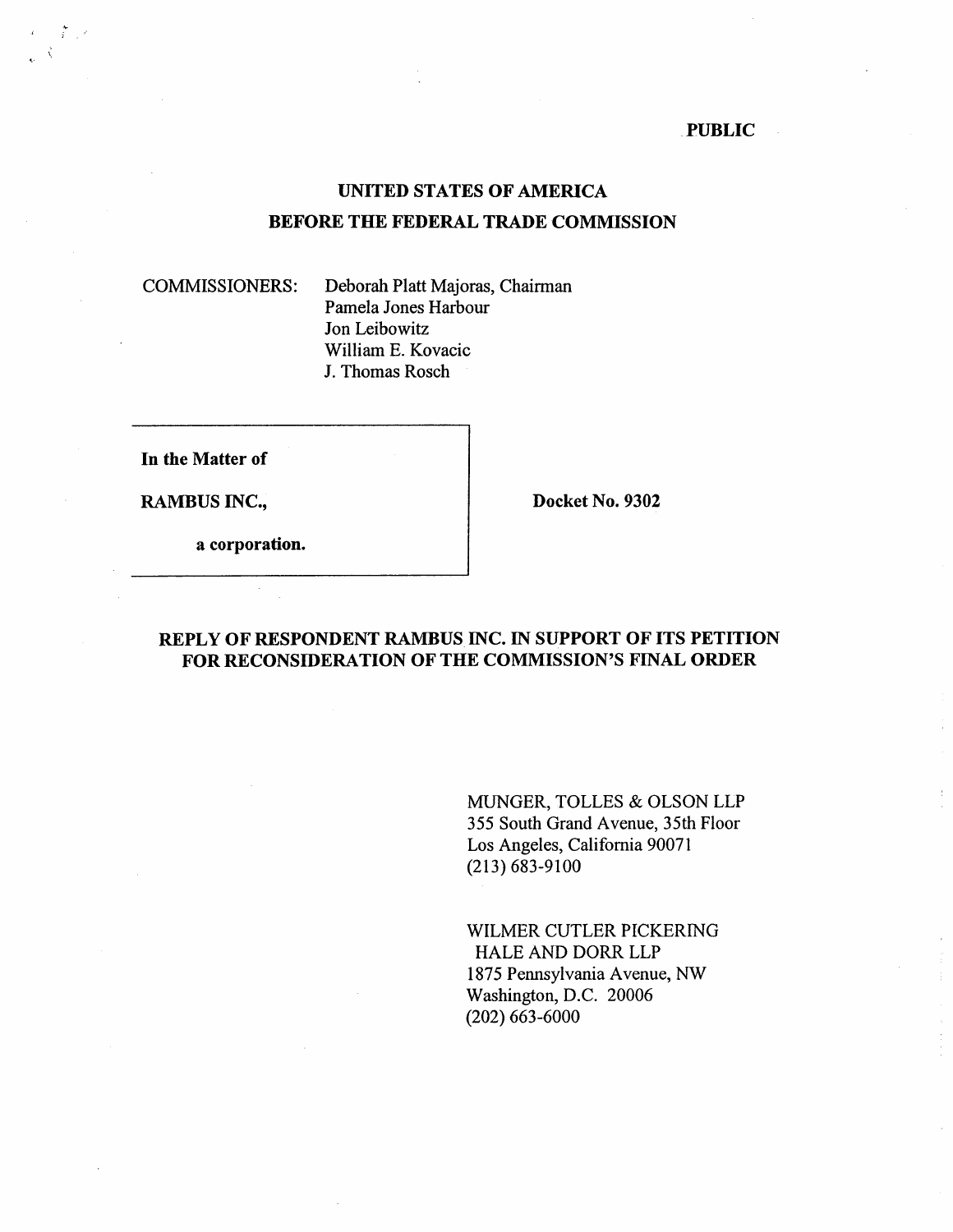PUBLIC

# UNITED STATES OF AMERICA
# BEFORE THE FEDERAL TRADE COMMISSION

COMMISSIONERS: Deborah Platt Majoras, Chairman
Pamela Jones Harbour
Jon Leibowitz
William E. Kovacic
J. Thomas Rosch

**In the Matter of**

**RAMBUS INC.,**

**a corporation.**

**Docket No. 9302**

## REPLY OF RESPONDENT RAMBUS INC. IN SUPPORT OF ITS PETITION FOR RECONSIDERATION OF THE COMMISSION'S FINAL ORDER

MUNGER, TOLLES & OLSON LLP
355 South Grand Avenue, 35th Floor
Los Angeles, California 90071
(213) 683-9100

WILMER CUTLER PICKERING
HALE AND DORR LLP
1875 Pennsylvania Avenue, NW
Washington, D.C. 20006
(202) 663-6000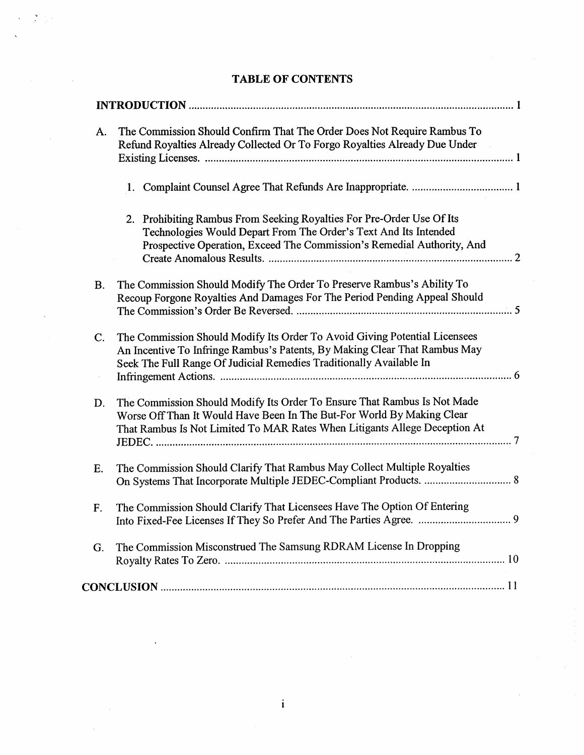# TABLE OF CONTENTS

| | |
|---|---|
| **INTRODUCTION** | 1 |
| A. The Commission Should Confirm That The Order Does Not Require Rambus To Refund Royalties Already Collected Or To Forgo Royalties Already Due Under Existing Licenses. | 1 |
| 1. Complaint Counsel Agree That Refunds Are Inappropriate. | 1 |
| 2. Prohibiting Rambus From Seeking Royalties For Pre-Order Use Of Its Technologies Would Depart From The Order's Text And Its Intended Prospective Operation, Exceed The Commission's Remedial Authority, And Create Anomalous Results. | 2 |
| B. The Commission Should Modify The Order To Preserve Rambus's Ability To Recoup Forgone Royalties And Damages For The Period Pending Appeal Should The Commission's Order Be Reversed. | 5 |
| C. The Commission Should Modify Its Order To Avoid Giving Potential Licensees An Incentive To Infringe Rambus's Patents, By Making Clear That Rambus May Seek The Full Range Of Judicial Remedies Traditionally Available In Infringement Actions. | 6 |
| D. The Commission Should Modify Its Order To Ensure That Rambus Is Not Made Worse Off Than It Would Have Been In The But-For World By Making Clear That Rambus Is Not Limited To MAR Rates When Litigants Allege Deception At JEDEC. | 7 |
| E. The Commission Should Clarify That Rambus May Collect Multiple Royalties On Systems That Incorporate Multiple JEDEC-Compliant Products. | 8 |
| F. The Commission Should Clarify That Licensees Have The Option Of Entering Into Fixed-Fee Licenses If They So Prefer And The Parties Agree. | 9 |
| G. The Commission Misconstrued The Samsung RDRAM License In Dropping Royalty Rates To Zero. | 10 |
| **CONCLUSION** | 11 |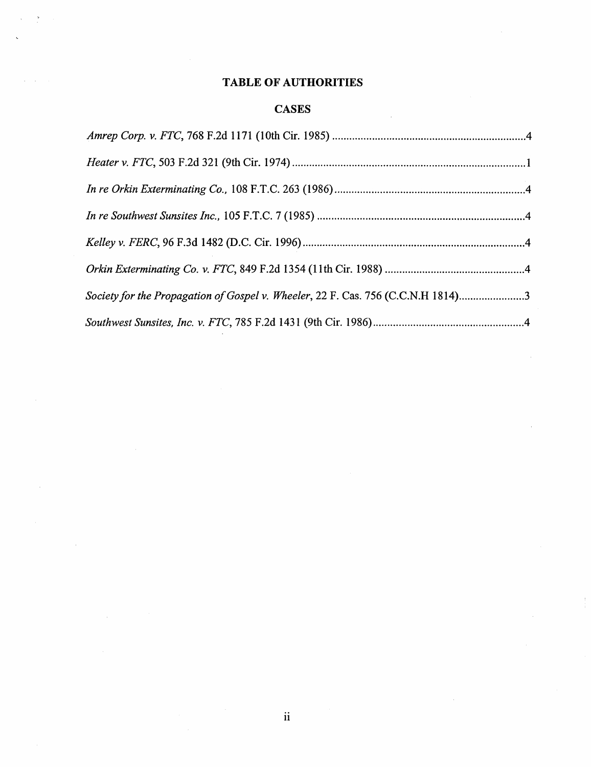# TABLE OF AUTHORITIES

## CASES

*Amrep Corp. v. FTC*, 768 F.2d 1171 (10th Cir. 1985) .....................................................................4

*Heater v. FTC*, 503 F.2d 321 (9th Cir. 1974) ...................................................................................1

*In re Orkin Exterminating Co.*, 108 F.T.C. 263 (1986) ...................................................................4

*In re Southwest Sunsites Inc.*, 105 F.T.C. 7 (1985) .........................................................................4

*Kelley v. FERC*, 96 F.3d 1482 (D.C. Cir. 1996) ..............................................................................4

*Orkin Exterminating Co. v. FTC*, 849 F.2d 1354 (11th Cir. 1988) ..................................................4

*Society for the Propagation of Gospel v. Wheeler*, 22 F. Cas. 756 (C.C.N.H 1814) .......................3

*Southwest Sunsites, Inc. v. FTC*, 785 F.2d 1431 (9th Cir. 1986) .....................................................4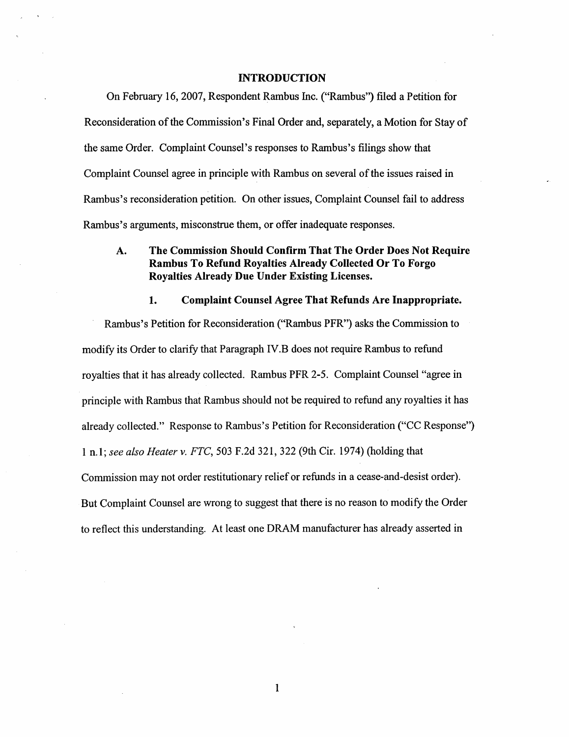## INTRODUCTION

On February 16, 2007, Respondent Rambus Inc. ("Rambus") filed a Petition for Reconsideration of the Commission's Final Order and, separately, a Motion for Stay of the same Order. Complaint Counsel's responses to Rambus's filings show that Complaint Counsel agree in principle with Rambus on several of the issues raised in Rambus's reconsideration petition. On other issues, Complaint Counsel fail to address Rambus's arguments, misconstrue them, or offer inadequate responses.

### A. The Commission Should Confirm That The Order Does Not Require Rambus To Refund Royalties Already Collected Or To Forgo Royalties Already Due Under Existing Licenses.

#### 1. Complaint Counsel Agree That Refunds Are Inappropriate.

Rambus's Petition for Reconsideration ("Rambus PFR") asks the Commission to modify its Order to clarify that Paragraph IV.B does not require Rambus to refund royalties that it has already collected. Rambus PFR 2-5. Complaint Counsel "agree in principle with Rambus that Rambus should not be required to refund any royalties it has already collected." Response to Rambus's Petition for Reconsideration ("CC Response") 1 n.1; *see also Heater v. FTC*, 503 F.2d 321, 322 (9th Cir. 1974) (holding that Commission may not order restitutionary relief or refunds in a cease-and-desist order). But Complaint Counsel are wrong to suggest that there is no reason to modify the Order to reflect this understanding. At least one DRAM manufacturer has already asserted in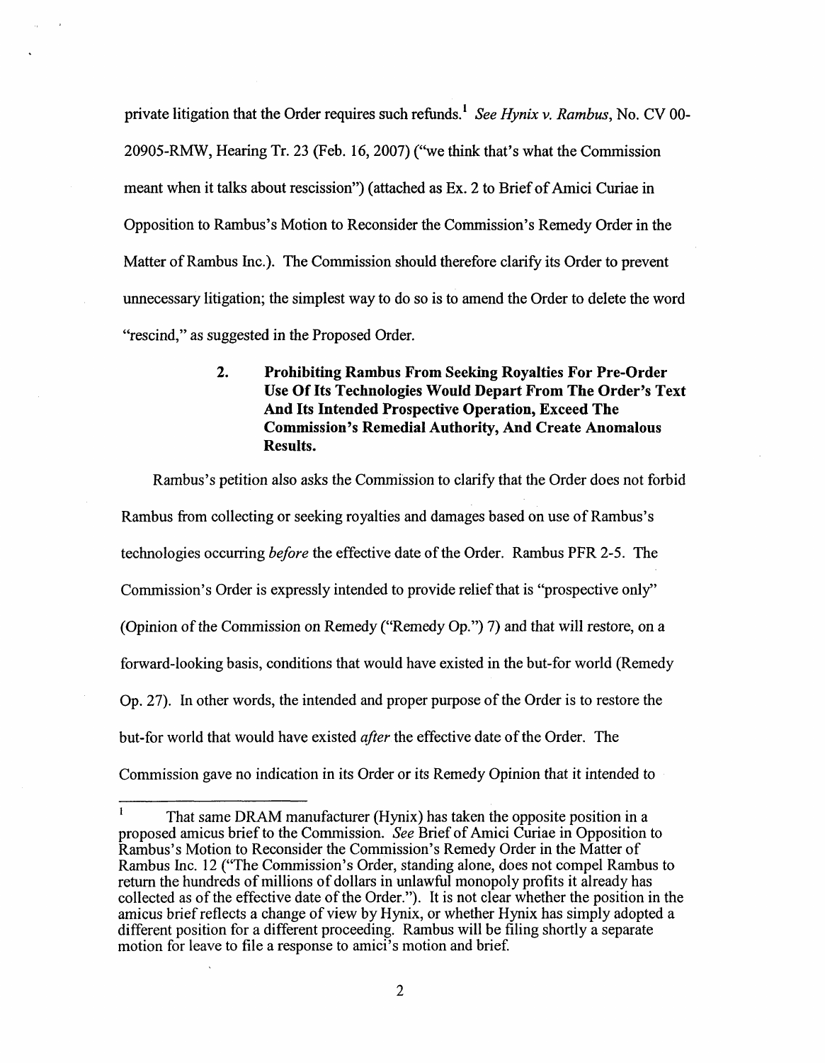private litigation that the Order requires such refunds.[1] *See Hynix v. Rambus*, No. CV 00-20905-RMW, Hearing Tr. 23 (Feb. 16, 2007) ("we think that's what the Commission meant when it talks about rescission") (attached as Ex. 2 to Brief of Amici Curiae in Opposition to Rambus's Motion to Reconsider the Commission's Remedy Order in the Matter of Rambus Inc.). The Commission should therefore clarify its Order to prevent unnecessary litigation; the simplest way to do so is to amend the Order to delete the word "rescind," as suggested in the Proposed Order.

### 2. Prohibiting Rambus From Seeking Royalties For Pre-Order Use Of Its Technologies Would Depart From The Order's Text And Its Intended Prospective Operation, Exceed The Commission's Remedial Authority, And Create Anomalous Results.

Rambus's petition also asks the Commission to clarify that the Order does not forbid Rambus from collecting or seeking royalties and damages based on use of Rambus's technologies occurring *before* the effective date of the Order. Rambus PFR 2-5. The Commission's Order is expressly intended to provide relief that is "prospective only" (Opinion of the Commission on Remedy ("Remedy Op.") 7) and that will restore, on a forward-looking basis, conditions that would have existed in the but-for world (Remedy Op. 27). In other words, the intended and proper purpose of the Order is to restore the but-for world that would have existed *after* the effective date of the Order. The Commission gave no indication in its Order or its Remedy Opinion that it intended to

---

[1] That same DRAM manufacturer (Hynix) has taken the opposite position in a proposed amicus brief to the Commission. *See* Brief of Amici Curiae in Opposition to Rambus's Motion to Reconsider the Commission's Remedy Order in the Matter of Rambus Inc. 12 ("The Commission's Order, standing alone, does not compel Rambus to return the hundreds of millions of dollars in unlawful monopoly profits it already has collected as of the effective date of the Order."). It is not clear whether the position in the amicus brief reflects a change of view by Hynix, or whether Hynix has simply adopted a different position for a different proceeding. Rambus will be filing shortly a separate motion for leave to file a response to amici's motion and brief.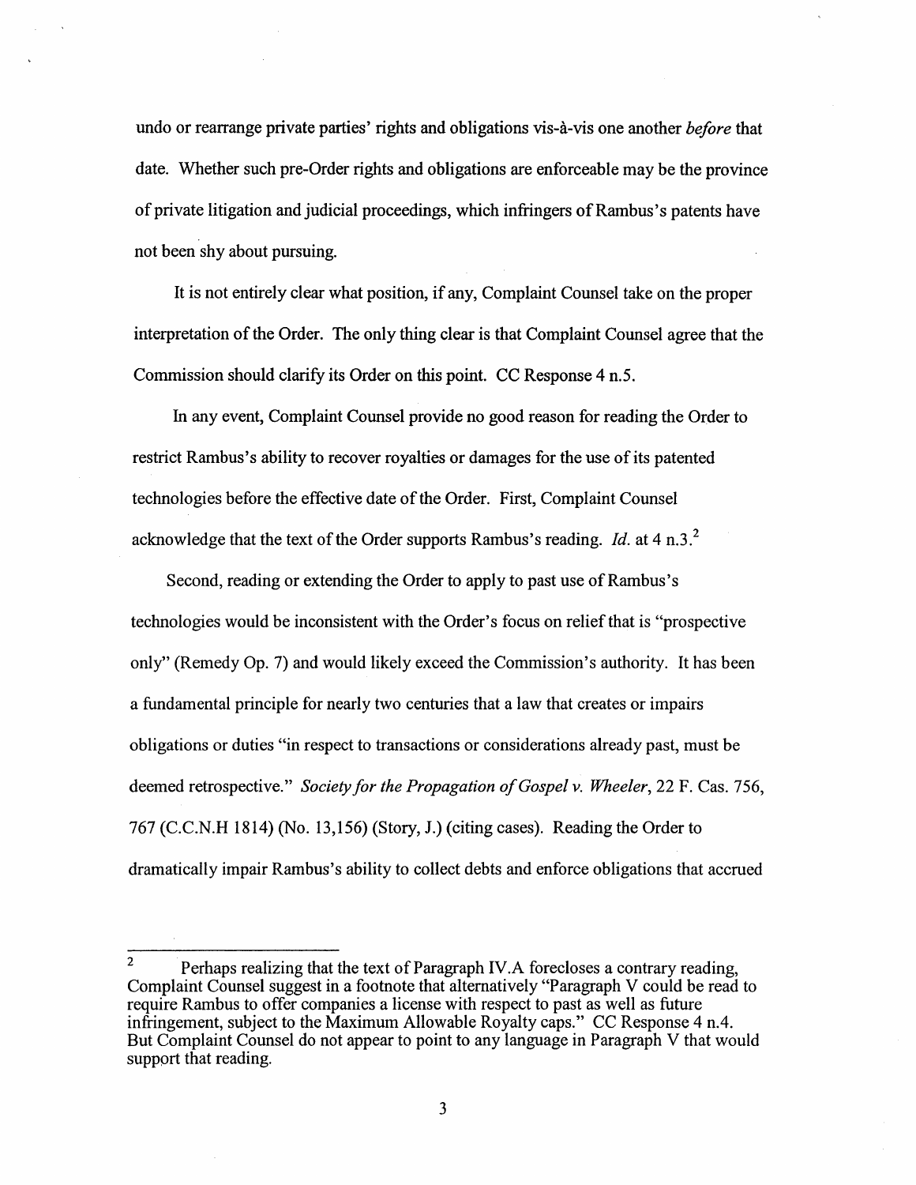undo or rearrange private parties' rights and obligations vis-à-vis one another *before* that date. Whether such pre-Order rights and obligations are enforceable may be the province of private litigation and judicial proceedings, which infringers of Rambus's patents have not been shy about pursuing.

It is not entirely clear what position, if any, Complaint Counsel take on the proper interpretation of the Order. The only thing clear is that Complaint Counsel agree that the Commission should clarify its Order on this point. CC Response 4 n.5.

In any event, Complaint Counsel provide no good reason for reading the Order to restrict Rambus's ability to recover royalties or damages for the use of its patented technologies before the effective date of the Order. First, Complaint Counsel acknowledge that the text of the Order supports Rambus's reading. *Id.* at 4 n.3.[2]

Second, reading or extending the Order to apply to past use of Rambus's technologies would be inconsistent with the Order's focus on relief that is "prospective only" (Remedy Op. 7) and would likely exceed the Commission's authority. It has been a fundamental principle for nearly two centuries that a law that creates or impairs obligations or duties "in respect to transactions or considerations already past, must be deemed retrospective." *Society for the Propagation of Gospel v. Wheeler*, 22 F. Cas. 756, 767 (C.C.N.H 1814) (No. 13,156) (Story, J.) (citing cases). Reading the Order to dramatically impair Rambus's ability to collect debts and enforce obligations that accrued

---

[2] Perhaps realizing that the text of Paragraph IV.A forecloses a contrary reading, Complaint Counsel suggest in a footnote that alternatively "Paragraph V could be read to require Rambus to offer companies a license with respect to past as well as future infringement, subject to the Maximum Allowable Royalty caps." CC Response 4 n.4. But Complaint Counsel do not appear to point to any language in Paragraph V that would support that reading.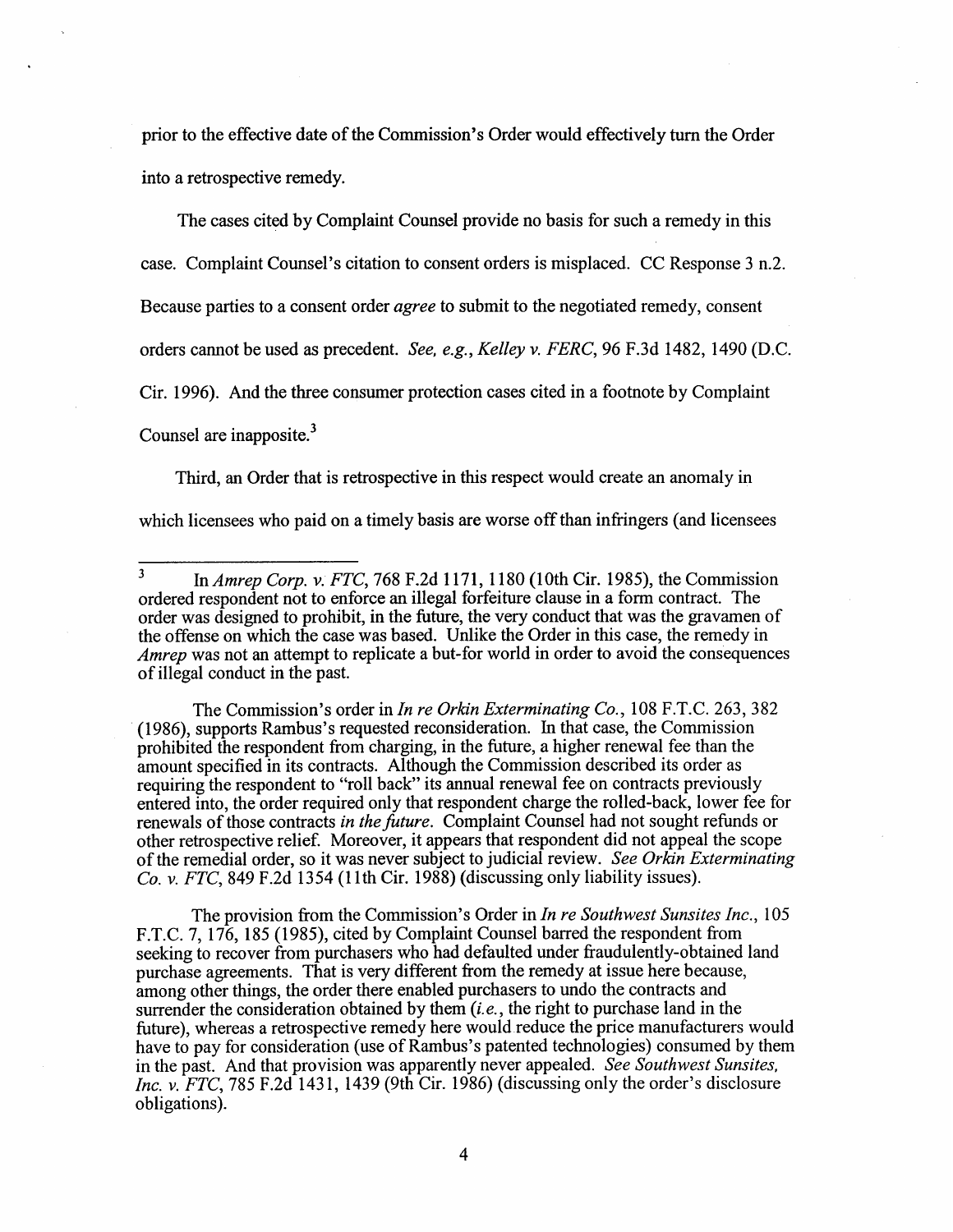prior to the effective date of the Commission's Order would effectively turn the Order into a retrospective remedy.

The cases cited by Complaint Counsel provide no basis for such a remedy in this case. Complaint Counsel's citation to consent orders is misplaced. CC Response 3 n.2. Because parties to a consent order *agree* to submit to the negotiated remedy, consent orders cannot be used as precedent. *See, e.g., Kelley v. FERC*, 96 F.3d 1482, 1490 (D.C. Cir. 1996). And the three consumer protection cases cited in a footnote by Complaint Counsel are inapposite.[3]

Third, an Order that is retrospective in this respect would create an anomaly in which licensees who paid on a timely basis are worse off than infringers (and licensees

---

[3] In *Amrep Corp. v. FTC*, 768 F.2d 1171, 1180 (10th Cir. 1985), the Commission ordered respondent not to enforce an illegal forfeiture clause in a form contract. The order was designed to prohibit, in the future, the very conduct that was the gravamen of the offense on which the case was based. Unlike the Order in this case, the remedy in *Amrep* was not an attempt to replicate a but-for world in order to avoid the consequences of illegal conduct in the past.

The Commission's order in *In re Orkin Exterminating Co.*, 108 F.T.C. 263, 382 (1986), supports Rambus's requested reconsideration. In that case, the Commission prohibited the respondent from charging, in the future, a higher renewal fee than the amount specified in its contracts. Although the Commission described its order as requiring the respondent to "roll back" its annual renewal fee on contracts previously entered into, the order required only that respondent charge the rolled-back, lower fee for renewals of those contracts *in the future*. Complaint Counsel had not sought refunds or other retrospective relief. Moreover, it appears that respondent did not appeal the scope of the remedial order, so it was never subject to judicial review. *See Orkin Exterminating Co. v. FTC*, 849 F.2d 1354 (11th Cir. 1988) (discussing only liability issues).

The provision from the Commission's Order in *In re Southwest Sunsites Inc.*, 105 F.T.C. 7, 176, 185 (1985), cited by Complaint Counsel barred the respondent from seeking to recover from purchasers who had defaulted under fraudulently-obtained land purchase agreements. That is very different from the remedy at issue here because, among other things, the order there enabled purchasers to undo the contracts and surrender the consideration obtained by them (*i.e.*, the right to purchase land in the future), whereas a retrospective remedy here would reduce the price manufacturers would have to pay for consideration (use of Rambus's patented technologies) consumed by them in the past. And that provision was apparently never appealed. *See Southwest Sunsites, Inc. v. FTC*, 785 F.2d 1431, 1439 (9th Cir. 1986) (discussing only the order's disclosure obligations).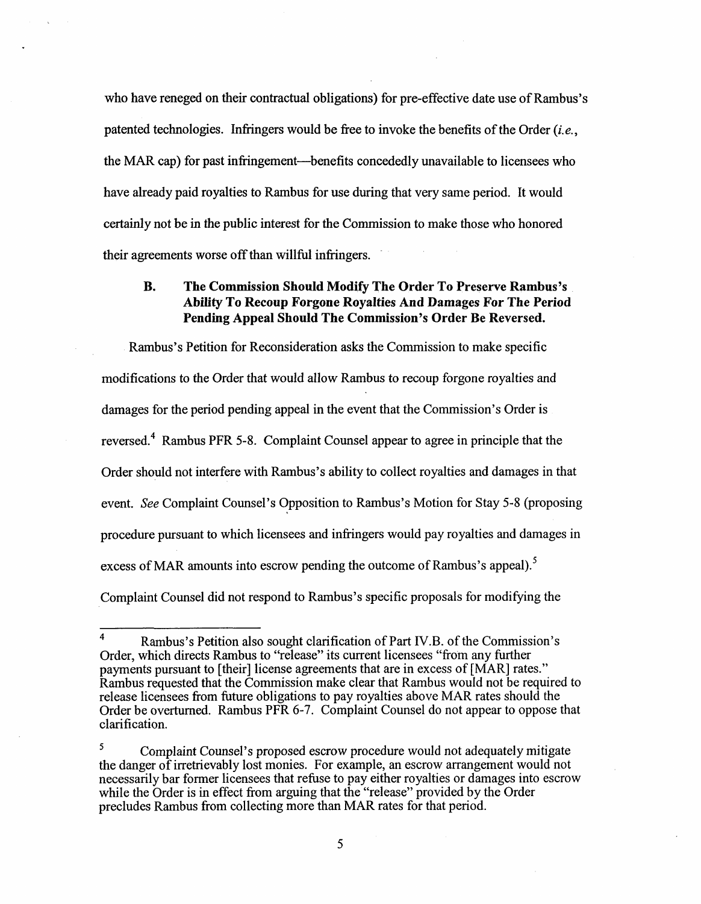who have reneged on their contractual obligations) for pre-effective date use of Rambus's patented technologies. Infringers would be free to invoke the benefits of the Order (*i.e.*, the MAR cap) for past infringement—benefits concededly unavailable to licensees who have already paid royalties to Rambus for use during that very same period. It would certainly not be in the public interest for the Commission to make those who honored their agreements worse off than willful infringers.

### B. The Commission Should Modify The Order To Preserve Rambus's Ability To Recoup Forgone Royalties And Damages For The Period Pending Appeal Should The Commission's Order Be Reversed.

Rambus's Petition for Reconsideration asks the Commission to make specific modifications to the Order that would allow Rambus to recoup forgone royalties and damages for the period pending appeal in the event that the Commission's Order is reversed.[4] Rambus PFR 5-8. Complaint Counsel appear to agree in principle that the Order should not interfere with Rambus's ability to collect royalties and damages in that event. *See* Complaint Counsel's Opposition to Rambus's Motion for Stay 5-8 (proposing procedure pursuant to which licensees and infringers would pay royalties and damages in excess of MAR amounts into escrow pending the outcome of Rambus's appeal).[5] Complaint Counsel did not respond to Rambus's specific proposals for modifying the

---

[4] Rambus's Petition also sought clarification of Part IV.B. of the Commission's Order, which directs Rambus to "release" its current licensees "from any further payments pursuant to [their] license agreements that are in excess of [MAR] rates." Rambus requested that the Commission make clear that Rambus would not be required to release licensees from future obligations to pay royalties above MAR rates should the Order be overturned. Rambus PFR 6-7. Complaint Counsel do not appear to oppose that clarification.

[5] Complaint Counsel's proposed escrow procedure would not adequately mitigate the danger of irretrievably lost monies. For example, an escrow arrangement would not necessarily bar former licensees that refuse to pay either royalties or damages into escrow while the Order is in effect from arguing that the "release" provided by the Order precludes Rambus from collecting more than MAR rates for that period.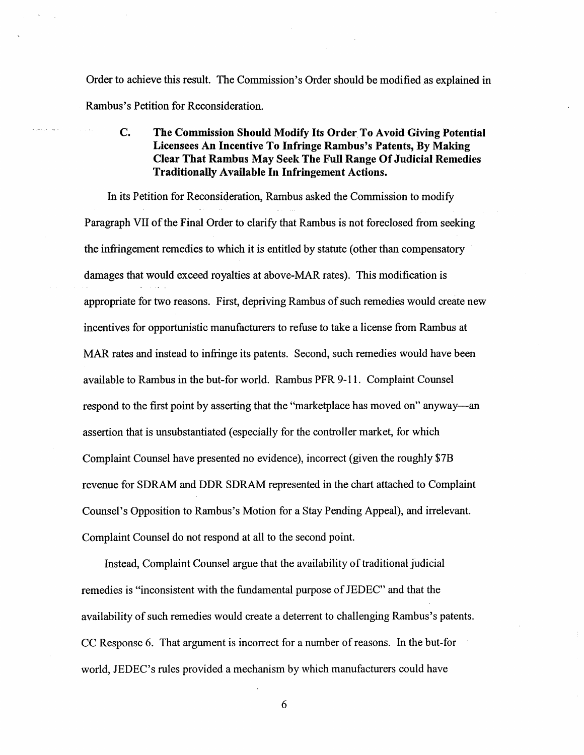Order to achieve this result. The Commission's Order should be modified as explained in Rambus's Petition for Reconsideration.

### C. The Commission Should Modify Its Order To Avoid Giving Potential Licensees An Incentive To Infringe Rambus's Patents, By Making Clear That Rambus May Seek The Full Range Of Judicial Remedies Traditionally Available In Infringement Actions.

In its Petition for Reconsideration, Rambus asked the Commission to modify Paragraph VII of the Final Order to clarify that Rambus is not foreclosed from seeking the infringement remedies to which it is entitled by statute (other than compensatory damages that would exceed royalties at above-MAR rates). This modification is appropriate for two reasons. First, depriving Rambus of such remedies would create new incentives for opportunistic manufacturers to refuse to take a license from Rambus at MAR rates and instead to infringe its patents. Second, such remedies would have been available to Rambus in the but-for world. Rambus PFR 9-11. Complaint Counsel respond to the first point by asserting that the "marketplace has moved on" anyway—an assertion that is unsubstantiated (especially for the controller market, for which Complaint Counsel have presented no evidence), incorrect (given the roughly $7B revenue for SDRAM and DDR SDRAM represented in the chart attached to Complaint Counsel's Opposition to Rambus's Motion for a Stay Pending Appeal), and irrelevant. Complaint Counsel do not respond at all to the second point.

Instead, Complaint Counsel argue that the availability of traditional judicial remedies is "inconsistent with the fundamental purpose of JEDEC" and that the availability of such remedies would create a deterrent to challenging Rambus's patents. CC Response 6. That argument is incorrect for a number of reasons. In the but-for world, JEDEC's rules provided a mechanism by which manufacturers could have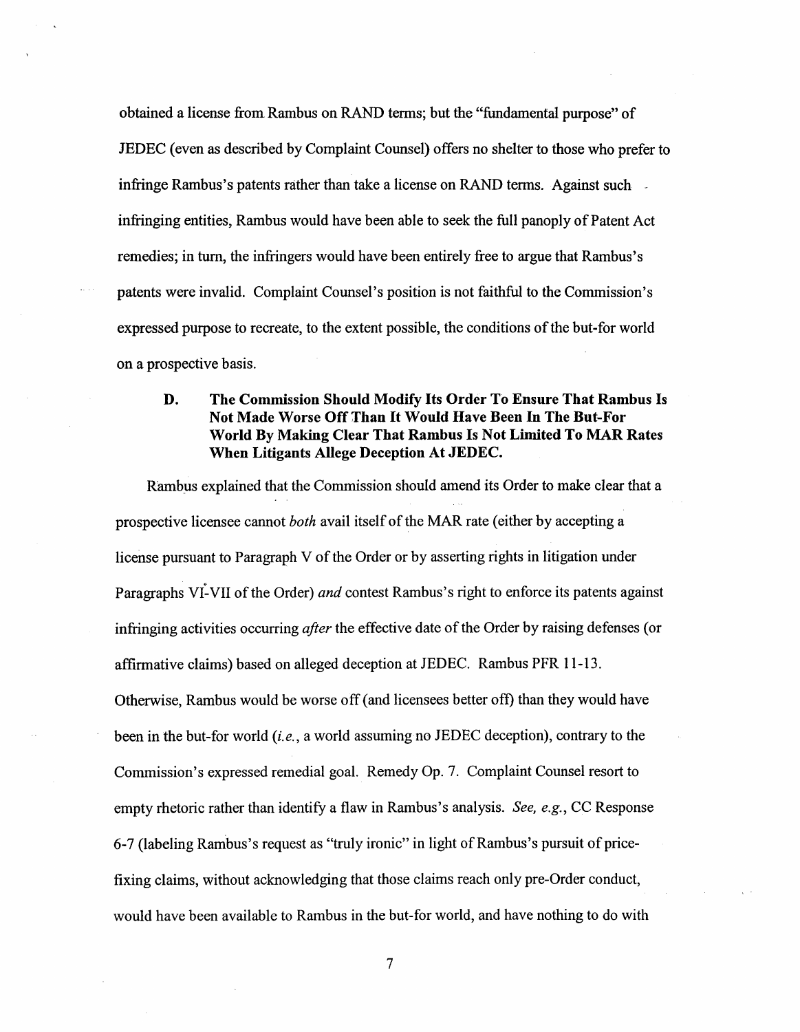obtained a license from Rambus on RAND terms; but the "fundamental purpose" of JEDEC (even as described by Complaint Counsel) offers no shelter to those who prefer to infringe Rambus's patents rather than take a license on RAND terms. Against such infringing entities, Rambus would have been able to seek the full panoply of Patent Act remedies; in turn, the infringers would have been entirely free to argue that Rambus's patents were invalid. Complaint Counsel's position is not faithful to the Commission's expressed purpose to recreate, to the extent possible, the conditions of the but-for world on a prospective basis.

### D. The Commission Should Modify Its Order To Ensure That Rambus Is Not Made Worse Off Than It Would Have Been In The But-For World By Making Clear That Rambus Is Not Limited To MAR Rates When Litigants Allege Deception At JEDEC.

Rambus explained that the Commission should amend its Order to make clear that a prospective licensee cannot *both* avail itself of the MAR rate (either by accepting a license pursuant to Paragraph V of the Order or by asserting rights in litigation under Paragraphs VI-VII of the Order) *and* contest Rambus's right to enforce its patents against infringing activities occurring *after* the effective date of the Order by raising defenses (or affirmative claims) based on alleged deception at JEDEC. Rambus PFR 11-13. Otherwise, Rambus would be worse off (and licensees better off) than they would have been in the but-for world (*i.e.*, a world assuming no JEDEC deception), contrary to the Commission's expressed remedial goal. Remedy Op. 7. Complaint Counsel resort to empty rhetoric rather than identify a flaw in Rambus's analysis. *See, e.g.*, CC Response 6-7 (labeling Rambus's request as "truly ironic" in light of Rambus's pursuit of price-fixing claims, without acknowledging that those claims reach only pre-Order conduct, would have been available to Rambus in the but-for world, and have nothing to do with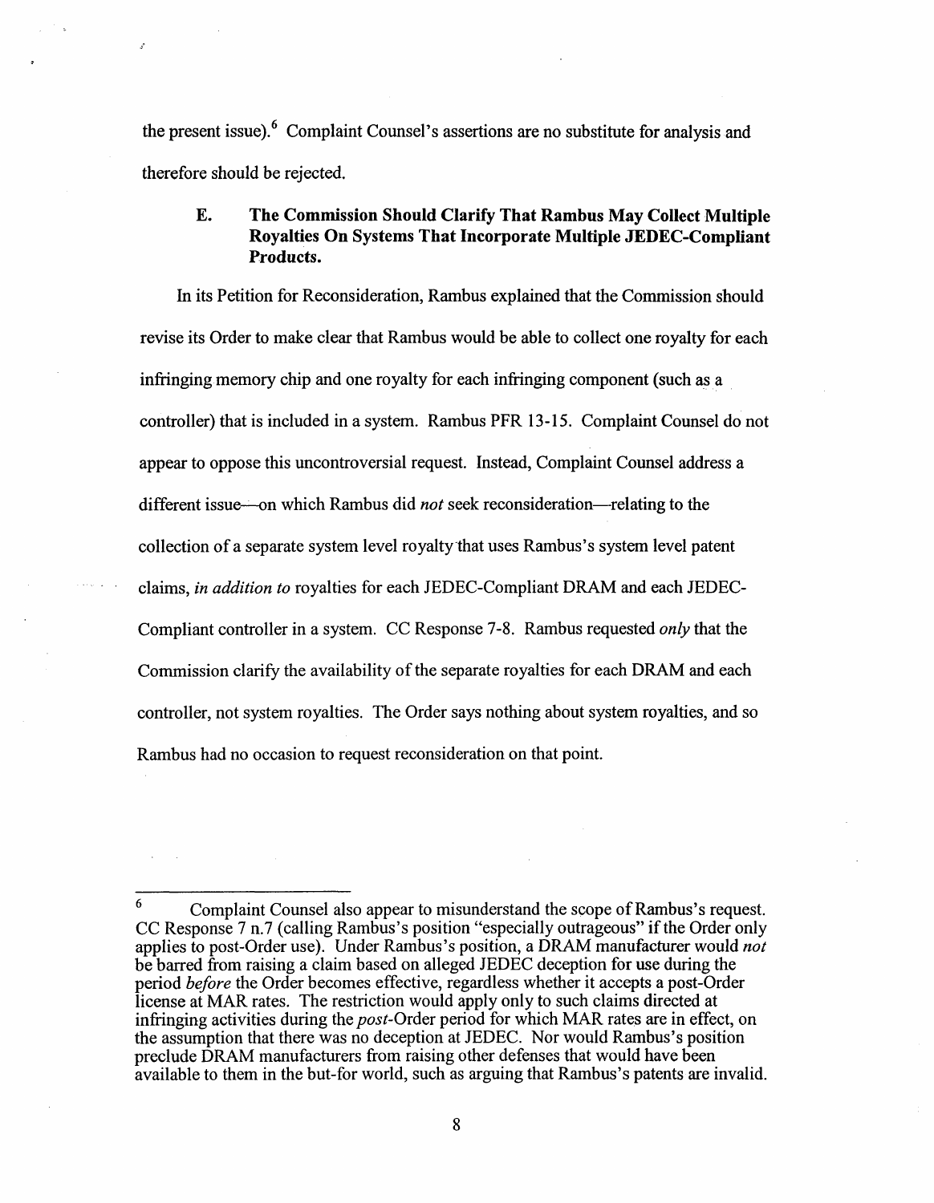the present issue).[6] Complaint Counsel's assertions are no substitute for analysis and therefore should be rejected.

### E. The Commission Should Clarify That Rambus May Collect Multiple Royalties On Systems That Incorporate Multiple JEDEC-Compliant Products.

In its Petition for Reconsideration, Rambus explained that the Commission should revise its Order to make clear that Rambus would be able to collect one royalty for each infringing memory chip and one royalty for each infringing component (such as a controller) that is included in a system. Rambus PFR 13-15. Complaint Counsel do not appear to oppose this uncontroversial request. Instead, Complaint Counsel address a different issue—on which Rambus did *not* seek reconsideration—relating to the collection of a separate system level royalty that uses Rambus's system level patent claims, *in addition to* royalties for each JEDEC-Compliant DRAM and each JEDEC-Compliant controller in a system. CC Response 7-8. Rambus requested *only* that the Commission clarify the availability of the separate royalties for each DRAM and each controller, not system royalties. The Order says nothing about system royalties, and so Rambus had no occasion to request reconsideration on that point.

---

[6] Complaint Counsel also appear to misunderstand the scope of Rambus's request. CC Response 7 n.7 (calling Rambus's position "especially outrageous" if the Order only applies to post-Order use). Under Rambus's position, a DRAM manufacturer would *not* be barred from raising a claim based on alleged JEDEC deception for use during the period *before* the Order becomes effective, regardless whether it accepts a post-Order license at MAR rates. The restriction would apply only to such claims directed at infringing activities during the *post*-Order period for which MAR rates are in effect, on the assumption that there was no deception at JEDEC. Nor would Rambus's position preclude DRAM manufacturers from raising other defenses that would have been available to them in the but-for world, such as arguing that Rambus's patents are invalid.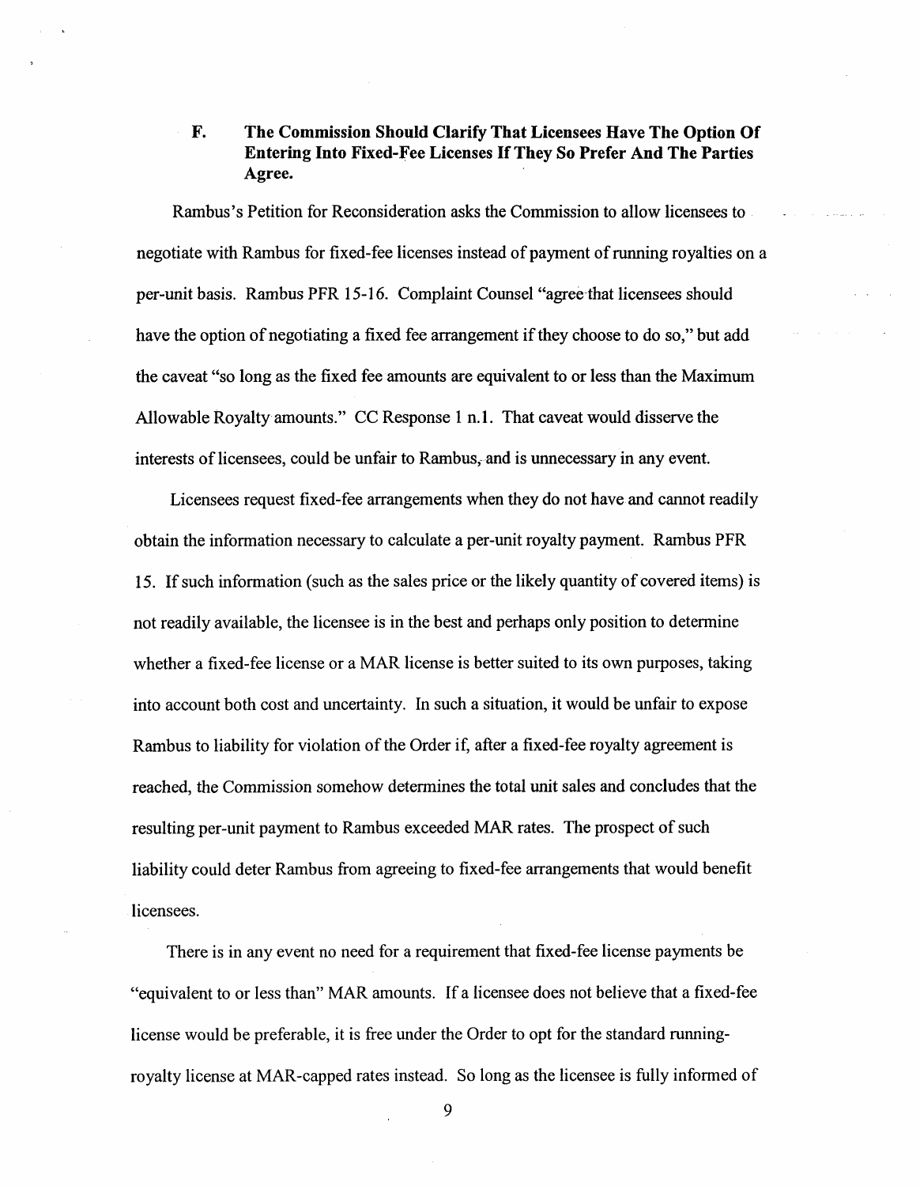### F. The Commission Should Clarify That Licensees Have The Option Of Entering Into Fixed-Fee Licenses If They So Prefer And The Parties Agree.

Rambus's Petition for Reconsideration asks the Commission to allow licensees to negotiate with Rambus for fixed-fee licenses instead of payment of running royalties on a per-unit basis. Rambus PFR 15-16. Complaint Counsel "agree that licensees should have the option of negotiating a fixed fee arrangement if they choose to do so," but add the caveat "so long as the fixed fee amounts are equivalent to or less than the Maximum Allowable Royalty amounts." CC Response 1 n.1. That caveat would disserve the interests of licensees, could be unfair to Rambus, and is unnecessary in any event.

Licensees request fixed-fee arrangements when they do not have and cannot readily obtain the information necessary to calculate a per-unit royalty payment. Rambus PFR 15. If such information (such as the sales price or the likely quantity of covered items) is not readily available, the licensee is in the best and perhaps only position to determine whether a fixed-fee license or a MAR license is better suited to its own purposes, taking into account both cost and uncertainty. In such a situation, it would be unfair to expose Rambus to liability for violation of the Order if, after a fixed-fee royalty agreement is reached, the Commission somehow determines the total unit sales and concludes that the resulting per-unit payment to Rambus exceeded MAR rates. The prospect of such liability could deter Rambus from agreeing to fixed-fee arrangements that would benefit licensees.

There is in any event no need for a requirement that fixed-fee license payments be "equivalent to or less than" MAR amounts. If a licensee does not believe that a fixed-fee license would be preferable, it is free under the Order to opt for the standard running-royalty license at MAR-capped rates instead. So long as the licensee is fully informed of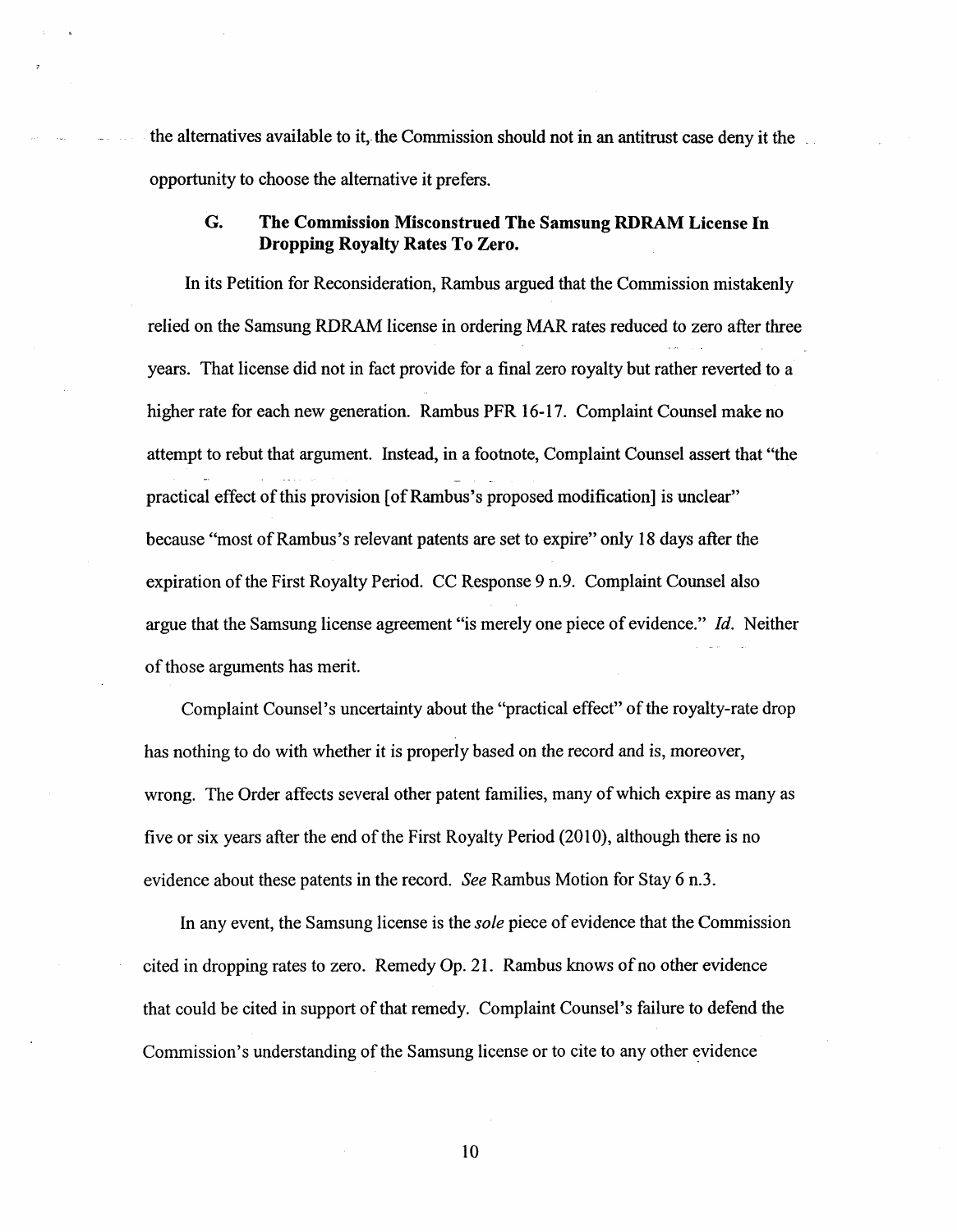the alternatives available to it, the Commission should not in an antitrust case deny it the opportunity to choose the alternative it prefers.

### G. The Commission Misconstrued The Samsung RDRAM License In Dropping Royalty Rates To Zero.

In its Petition for Reconsideration, Rambus argued that the Commission mistakenly relied on the Samsung RDRAM license in ordering MAR rates reduced to zero after three years. That license did not in fact provide for a final zero royalty but rather reverted to a higher rate for each new generation. Rambus PFR 16-17. Complaint Counsel make no attempt to rebut that argument. Instead, in a footnote, Complaint Counsel assert that "the practical effect of this provision [of Rambus's proposed modification] is unclear" because "most of Rambus's relevant patents are set to expire" only 18 days after the expiration of the First Royalty Period. CC Response 9 n.9. Complaint Counsel also argue that the Samsung license agreement "is merely one piece of evidence." *Id.* Neither of those arguments has merit.

Complaint Counsel's uncertainty about the "practical effect" of the royalty-rate drop has nothing to do with whether it is properly based on the record and is, moreover, wrong. The Order affects several other patent families, many of which expire as many as five or six years after the end of the First Royalty Period (2010), although there is no evidence about these patents in the record. *See* Rambus Motion for Stay 6 n.3.

In any event, the Samsung license is the *sole* piece of evidence that the Commission cited in dropping rates to zero. Remedy Op. 21. Rambus knows of no other evidence that could be cited in support of that remedy. Complaint Counsel's failure to defend the Commission's understanding of the Samsung license or to cite to any other evidence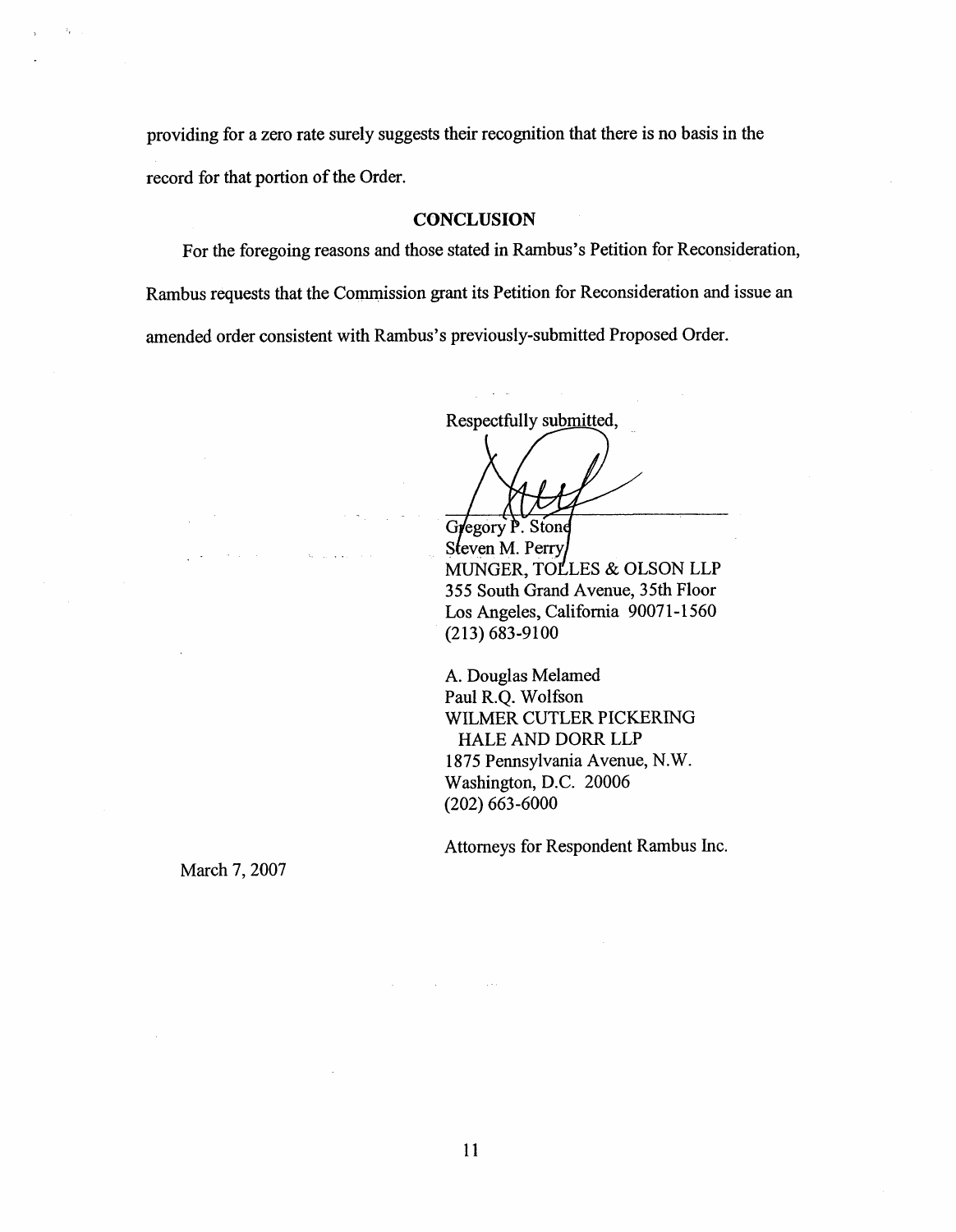providing for a zero rate surely suggests their recognition that there is no basis in the record for that portion of the Order.

## CONCLUSION

For the foregoing reasons and those stated in Rambus's Petition for Reconsideration, Rambus requests that the Commission grant its Petition for Reconsideration and issue an amended order consistent with Rambus's previously-submitted Proposed Order.

Respectfully submitted,

Gregory P. Stone  
Steven M. Perry  
MUNGER, TOLLES & OLSON LLP  
355 South Grand Avenue, 35th Floor  
Los Angeles, California 90071-1560  
(213) 683-9100

A. Douglas Melamed  
Paul R.Q. Wolfson  
WILMER CUTLER PICKERING  
HALE AND DORR LLP  
1875 Pennsylvania Avenue, N.W.  
Washington, D.C. 20006  
(202) 663-6000

Attorneys for Respondent Rambus Inc.

March 7, 2007